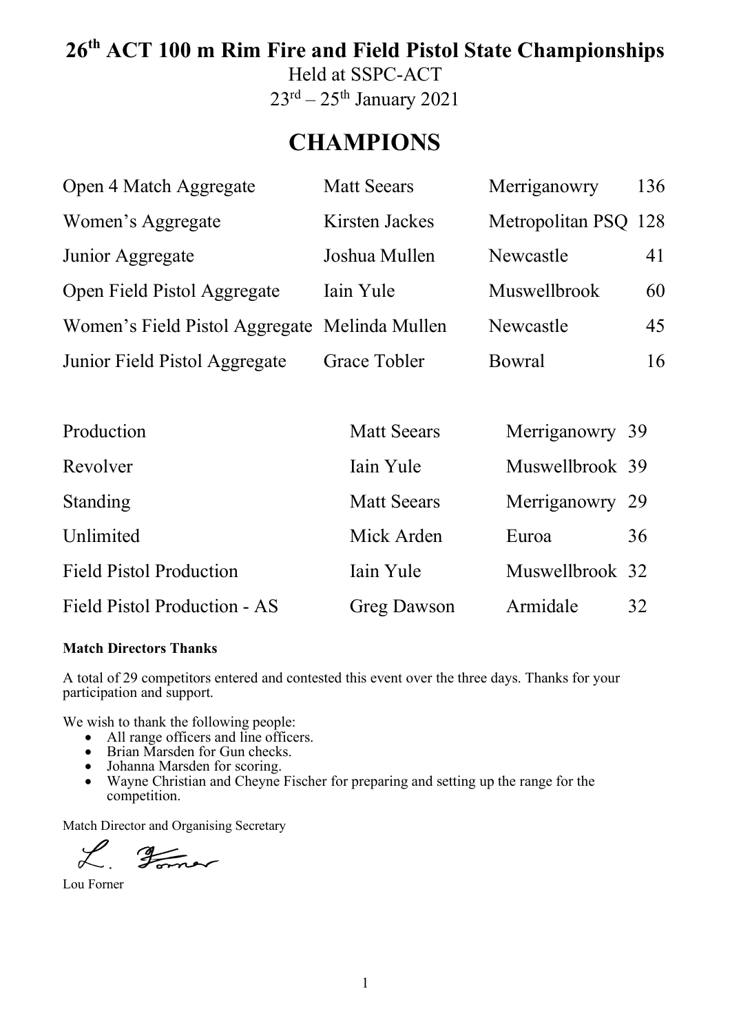# 26th ACT 100 m Rim Fire and Field Pistol State Championships

Held at SSPC-ACT

23rd – 25th January 2021

## CHAMPIONS

| | | | |
|---|---|---|---|
| Open 4 Match Aggregate | Matt Seears | Merriganowry | 136 |
| Women's Aggregate | Kirsten Jackes | Metropolitan PSQ | 128 |
| Junior Aggregate | Joshua Mullen | Newcastle | 41 |
| Open Field Pistol Aggregate | Iain Yule | Muswellbrook | 60 |
| Women's Field Pistol Aggregate | Melinda Mullen | Newcastle | 45 |
| Junior Field Pistol Aggregate | Grace Tobler | Bowral | 16 |

| | | | |
|---|---|---|---|
| Production | Matt Seears | Merriganowry | 39 |
| Revolver | Iain Yule | Muswellbrook | 39 |
| Standing | Matt Seears | Merriganowry | 29 |
| Unlimited | Mick Arden | Euroa | 36 |
| Field Pistol Production | Iain Yule | Muswellbrook | 32 |
| Field Pistol Production - AS | Greg Dawson | Armidale | 32 |

**Match Directors Thanks**

A total of 29 competitors entered and contested this event over the three days. Thanks for your participation and support.

We wish to thank the following people:

- All range officers and line officers.
- Brian Marsden for Gun checks.
- Johanna Marsden for scoring.
- Wayne Christian and Cheyne Fischer for preparing and setting up the range for the competition.

Match Director and Organising Secretary

L. Forner

Lou Forner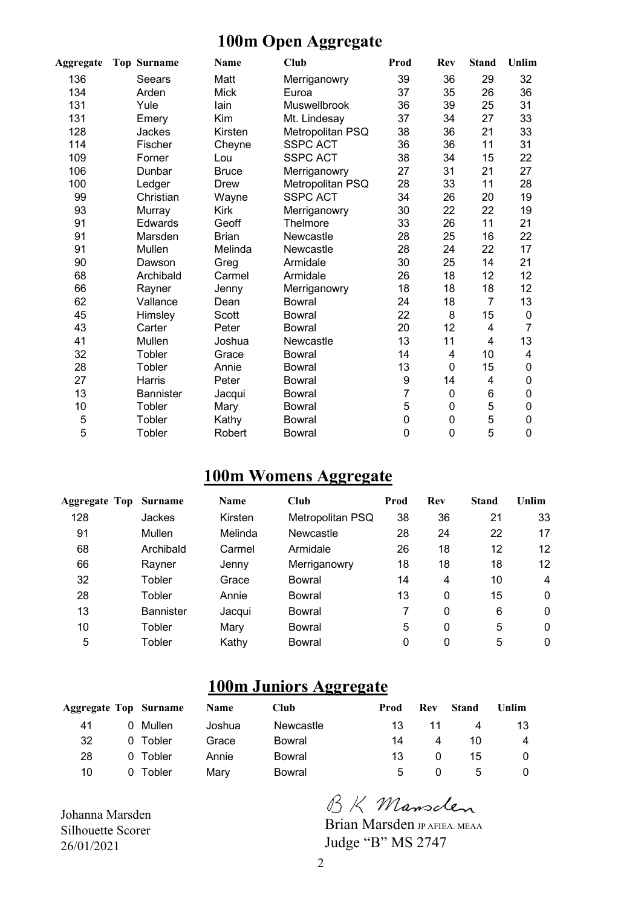# 100m Open Aggregate

| Aggregate | Top | Surname | Name | Club | Prod | Rev | Stand | Unlim |
|---|---|---|---|---|---|---|---|---|
| 136 | | Seears | Matt | Merriganowry | 39 | 36 | 29 | 32 |
| 134 | | Arden | Mick | Euroa | 37 | 35 | 26 | 36 |
| 131 | | Yule | Iain | Muswellbrook | 36 | 39 | 25 | 31 |
| 131 | | Emery | Kim | Mt. Lindesay | 37 | 34 | 27 | 33 |
| 128 | | Jackes | Kirsten | Metropolitan PSQ | 38 | 36 | 21 | 33 |
| 114 | | Fischer | Cheyne | SSPC ACT | 36 | 36 | 11 | 31 |
| 109 | | Forner | Lou | SSPC ACT | 38 | 34 | 15 | 22 |
| 106 | | Dunbar | Bruce | Merriganowry | 27 | 31 | 21 | 27 |
| 100 | | Ledger | Drew | Metropolitan PSQ | 28 | 33 | 11 | 28 |
| 99 | | Christian | Wayne | SSPC ACT | 34 | 26 | 20 | 19 |
| 93 | | Murray | Kirk | Merriganowry | 30 | 22 | 22 | 19 |
| 91 | | Edwards | Geoff | Thelmore | 33 | 26 | 11 | 21 |
| 91 | | Marsden | Brian | Newcastle | 28 | 25 | 16 | 22 |
| 91 | | Mullen | Melinda | Newcastle | 28 | 24 | 22 | 17 |
| 90 | | Dawson | Greg | Armidale | 30 | 25 | 14 | 21 |
| 68 | | Archibald | Carmel | Armidale | 26 | 18 | 12 | 12 |
| 66 | | Rayner | Jenny | Merriganowry | 18 | 18 | 18 | 12 |
| 62 | | Vallance | Dean | Bowral | 24 | 18 | 7 | 13 |
| 45 | | Himsley | Scott | Bowral | 22 | 8 | 15 | 0 |
| 43 | | Carter | Peter | Bowral | 20 | 12 | 4 | 7 |
| 41 | | Mullen | Joshua | Newcastle | 13 | 11 | 4 | 13 |
| 32 | | Tobler | Grace | Bowral | 14 | 4 | 10 | 4 |
| 28 | | Tobler | Annie | Bowral | 13 | 0 | 15 | 0 |
| 27 | | Harris | Peter | Bowral | 9 | 14 | 4 | 0 |
| 13 | | Bannister | Jacqui | Bowral | 7 | 0 | 6 | 0 |
| 10 | | Tobler | Mary | Bowral | 5 | 0 | 5 | 0 |
| 5 | | Tobler | Kathy | Bowral | 0 | 0 | 5 | 0 |
| 5 | | Tobler | Robert | Bowral | 0 | 0 | 5 | 0 |

# 100m Womens Aggregate

| Aggregate | Top | Surname | Name | Club | Prod | Rev | Stand | Unlim |
|---|---|---|---|---|---|---|---|---|
| 128 | | Jackes | Kirsten | Metropolitan PSQ | 38 | 36 | 21 | 33 |
| 91 | | Mullen | Melinda | Newcastle | 28 | 24 | 22 | 17 |
| 68 | | Archibald | Carmel | Armidale | 26 | 18 | 12 | 12 |
| 66 | | Rayner | Jenny | Merriganowry | 18 | 18 | 18 | 12 |
| 32 | | Tobler | Grace | Bowral | 14 | 4 | 10 | 4 |
| 28 | | Tobler | Annie | Bowral | 13 | 0 | 15 | 0 |
| 13 | | Bannister | Jacqui | Bowral | 7 | 0 | 6 | 0 |
| 10 | | Tobler | Mary | Bowral | 5 | 0 | 5 | 0 |
| 5 | | Tobler | Kathy | Bowral | 0 | 0 | 5 | 0 |

# 100m Juniors Aggregate

| Aggregate | Top | Surname | Name | Club | Prod | Rev | Stand | Unlim |
|---|---|---|---|---|---|---|---|---|
| 41 | 0 | Mullen | Joshua | Newcastle | 13 | 11 | 4 | 13 |
| 32 | 0 | Tobler | Grace | Bowral | 14 | 4 | 10 | 4 |
| 28 | 0 | Tobler | Annie | Bowral | 13 | 0 | 15 | 0 |
| 10 | 0 | Tobler | Mary | Bowral | 5 | 0 | 5 | 0 |

Johanna Marsden
Silhouette Scorer
26/01/2021

B K Marsden
Brian Marsden JP AFIEA. MEAA
Judge "B" MS 2747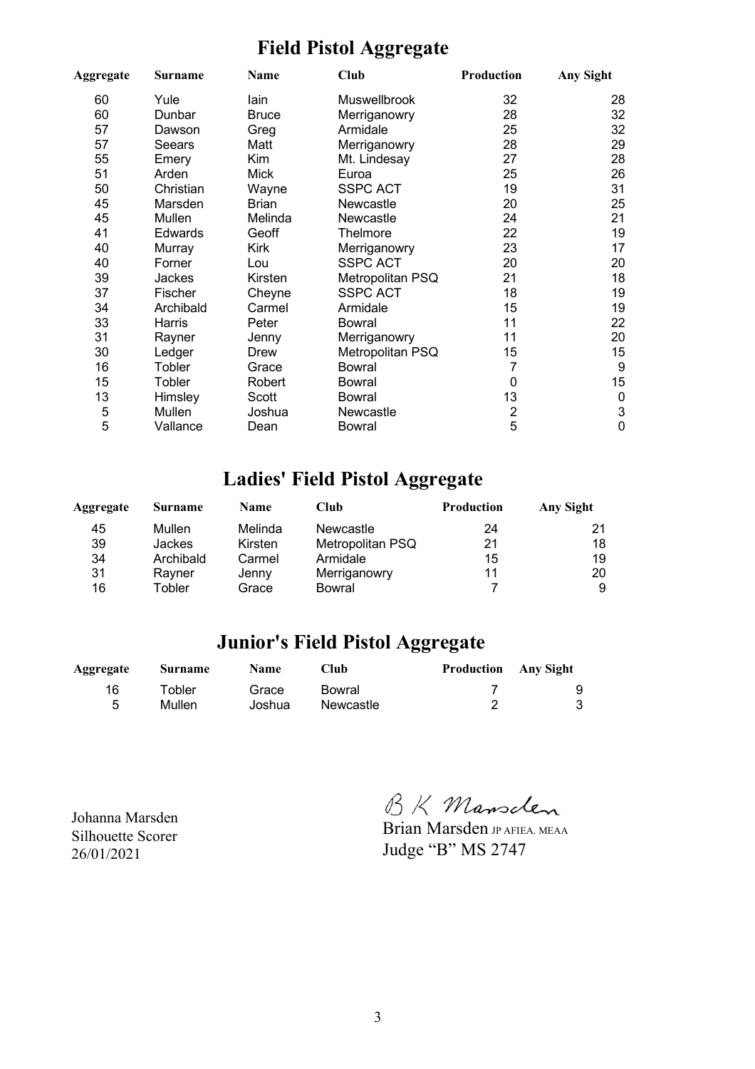## Field Pistol Aggregate

| Aggregate | Surname | Name | Club | Production | Any Sight |
|---|---|---|---|---|---|
| 60 | Yule | Iain | Muswellbrook | 32 | 28 |
| 60 | Dunbar | Bruce | Merriganowry | 28 | 32 |
| 57 | Dawson | Greg | Armidale | 25 | 32 |
| 57 | Seears | Matt | Merriganowry | 28 | 29 |
| 55 | Emery | Kim | Mt. Lindesay | 27 | 28 |
| 51 | Arden | Mick | Euroa | 25 | 26 |
| 50 | Christian | Wayne | SSPC ACT | 19 | 31 |
| 45 | Marsden | Brian | Newcastle | 20 | 25 |
| 45 | Mullen | Melinda | Newcastle | 24 | 21 |
| 41 | Edwards | Geoff | Thelmore | 22 | 19 |
| 40 | Murray | Kirk | Merriganowry | 23 | 17 |
| 40 | Forner | Lou | SSPC ACT | 20 | 20 |
| 39 | Jackes | Kirsten | Metropolitan PSQ | 21 | 18 |
| 37 | Fischer | Cheyne | SSPC ACT | 18 | 19 |
| 34 | Archibald | Carmel | Armidale | 15 | 19 |
| 33 | Harris | Peter | Bowral | 11 | 22 |
| 31 | Rayner | Jenny | Merriganowry | 11 | 20 |
| 30 | Ledger | Drew | Metropolitan PSQ | 15 | 15 |
| 16 | Tobler | Grace | Bowral | 7 | 9 |
| 15 | Tobler | Robert | Bowral | 0 | 15 |
| 13 | Himsley | Scott | Bowral | 13 | 0 |
| 5 | Mullen | Joshua | Newcastle | 2 | 3 |
| 5 | Vallance | Dean | Bowral | 5 | 0 |

## Ladies' Field Pistol Aggregate

| Aggregate | Surname | Name | Club | Production | Any Sight |
|---|---|---|---|---|---|
| 45 | Mullen | Melinda | Newcastle | 24 | 21 |
| 39 | Jackes | Kirsten | Metropolitan PSQ | 21 | 18 |
| 34 | Archibald | Carmel | Armidale | 15 | 19 |
| 31 | Rayner | Jenny | Merriganowry | 11 | 20 |
| 16 | Tobler | Grace | Bowral | 7 | 9 |

## Junior's Field Pistol Aggregate

| Aggregate | Surname | Name | Club | Production | Any Sight |
|---|---|---|---|---|---|
| 16 | Tobler | Grace | Bowral | 7 | 9 |
| 5 | Mullen | Joshua | Newcastle | 2 | 3 |

Johanna Marsden
Silhouette Scorer
26/01/2021

B K Marsden
Brian Marsden JP AFIEA. MEAA
Judge "B" MS 2747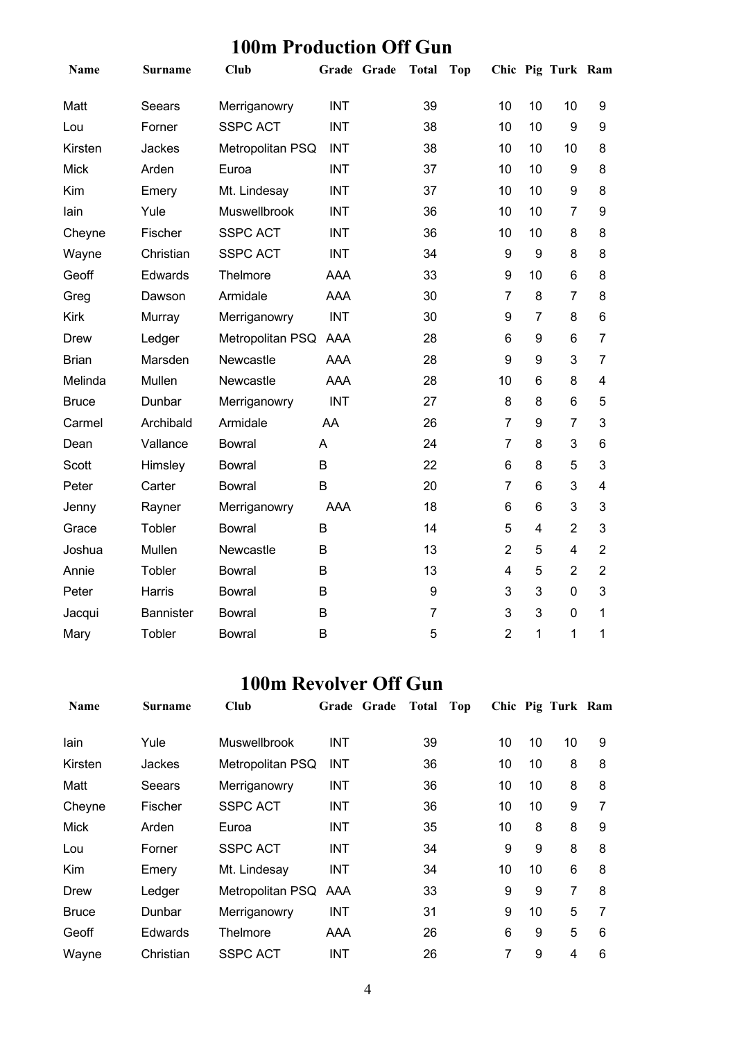## 100m Production Off Gun

| Name | Surname | Club | Grade | Grade | Total | Top | Chic | Pig | Turk | Ram |
|---|---|---|---|---|---|---|---|---|---|---|
| Matt | Seears | Merriganowry | INT | | 39 | | 10 | 10 | 10 | 9 |
| Lou | Forner | SSPC ACT | INT | | 38 | | 10 | 10 | 9 | 9 |
| Kirsten | Jackes | Metropolitan PSQ | INT | | 38 | | 10 | 10 | 10 | 8 |
| Mick | Arden | Euroa | INT | | 37 | | 10 | 10 | 9 | 8 |
| Kim | Emery | Mt. Lindesay | INT | | 37 | | 10 | 10 | 9 | 8 |
| Iain | Yule | Muswellbrook | INT | | 36 | | 10 | 10 | 7 | 9 |
| Cheyne | Fischer | SSPC ACT | INT | | 36 | | 10 | 10 | 8 | 8 |
| Wayne | Christian | SSPC ACT | INT | | 34 | | 9 | 9 | 8 | 8 |
| Geoff | Edwards | Thelmore | AAA | | 33 | | 9 | 10 | 6 | 8 |
| Greg | Dawson | Armidale | AAA | | 30 | | 7 | 8 | 7 | 8 |
| Kirk | Murray | Merriganowry | INT | | 30 | | 9 | 7 | 8 | 6 |
| Drew | Ledger | Metropolitan PSQ | AAA | | 28 | | 6 | 9 | 6 | 7 |
| Brian | Marsden | Newcastle | AAA | | 28 | | 9 | 9 | 3 | 7 |
| Melinda | Mullen | Newcastle | AAA | | 28 | | 10 | 6 | 8 | 4 |
| Bruce | Dunbar | Merriganowry | INT | | 27 | | 8 | 8 | 6 | 5 |
| Carmel | Archibald | Armidale | AA | | 26 | | 7 | 9 | 7 | 3 |
| Dean | Vallance | Bowral | A | | 24 | | 7 | 8 | 3 | 6 |
| Scott | Himsley | Bowral | B | | 22 | | 6 | 8 | 5 | 3 |
| Peter | Carter | Bowral | B | | 20 | | 7 | 6 | 3 | 4 |
| Jenny | Rayner | Merriganowry | AAA | | 18 | | 6 | 6 | 3 | 3 |
| Grace | Tobler | Bowral | B | | 14 | | 5 | 4 | 2 | 3 |
| Joshua | Mullen | Newcastle | B | | 13 | | 2 | 5 | 4 | 2 |
| Annie | Tobler | Bowral | B | | 13 | | 4 | 5 | 2 | 2 |
| Peter | Harris | Bowral | B | | 9 | | 3 | 3 | 0 | 3 |
| Jacqui | Bannister | Bowral | B | | 7 | | 3 | 3 | 0 | 1 |
| Mary | Tobler | Bowral | B | | 5 | | 2 | 1 | 1 | 1 |

## 100m Revolver Off Gun

| Name | Surname | Club | Grade | Grade | Total | Top | Chic | Pig | Turk | Ram |
|---|---|---|---|---|---|---|---|---|---|---|
| Iain | Yule | Muswellbrook | INT | | 39 | | 10 | 10 | 10 | 9 |
| Kirsten | Jackes | Metropolitan PSQ | INT | | 36 | | 10 | 10 | 8 | 8 |
| Matt | Seears | Merriganowry | INT | | 36 | | 10 | 10 | 8 | 8 |
| Cheyne | Fischer | SSPC ACT | INT | | 36 | | 10 | 10 | 9 | 7 |
| Mick | Arden | Euroa | INT | | 35 | | 10 | 8 | 8 | 9 |
| Lou | Forner | SSPC ACT | INT | | 34 | | 9 | 9 | 8 | 8 |
| Kim | Emery | Mt. Lindesay | INT | | 34 | | 10 | 10 | 6 | 8 |
| Drew | Ledger | Metropolitan PSQ | AAA | | 33 | | 9 | 9 | 7 | 8 |
| Bruce | Dunbar | Merriganowry | INT | | 31 | | 9 | 10 | 5 | 7 |
| Geoff | Edwards | Thelmore | AAA | | 26 | | 6 | 9 | 5 | 6 |
| Wayne | Christian | SSPC ACT | INT | | 26 | | 7 | 9 | 4 | 6 |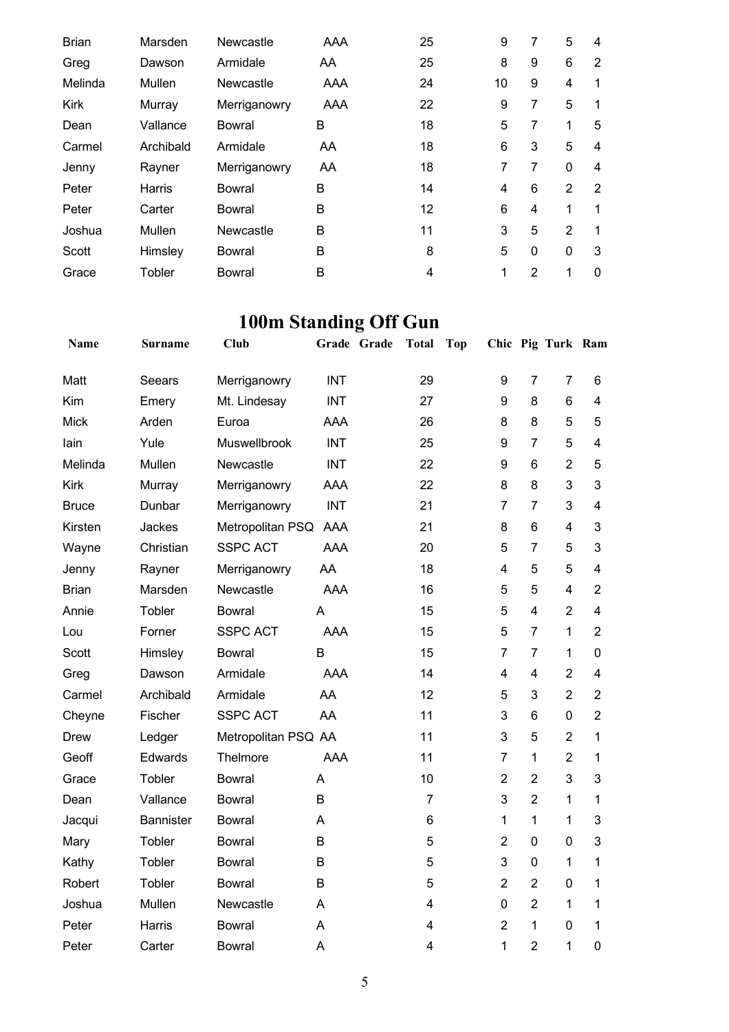| | | | | | | | | | | |
|---|---|---|---|---|---|---|---|---|---|---|
| Brian | Marsden | Newcastle | AAA | | 25 | | 9 | 7 | 5 | 4 |
| Greg | Dawson | Armidale | AA | | 25 | | 8 | 9 | 6 | 2 |
| Melinda | Mullen | Newcastle | AAA | | 24 | | 10 | 9 | 4 | 1 |
| Kirk | Murray | Merriganowry | AAA | | 22 | | 9 | 7 | 5 | 1 |
| Dean | Vallance | Bowral | B | | 18 | | 5 | 7 | 1 | 5 |
| Carmel | Archibald | Armidale | AA | | 18 | | 6 | 3 | 5 | 4 |
| Jenny | Rayner | Merriganowry | AA | | 18 | | 7 | 7 | 0 | 4 |
| Peter | Harris | Bowral | B | | 14 | | 4 | 6 | 2 | 2 |
| Peter | Carter | Bowral | B | | 12 | | 6 | 4 | 1 | 1 |
| Joshua | Mullen | Newcastle | B | | 11 | | 3 | 5 | 2 | 1 |
| Scott | Himsley | Bowral | B | | 8 | | 5 | 0 | 0 | 3 |
| Grace | Tobler | Bowral | B | | 4 | | 1 | 2 | 1 | 0 |

# 100m Standing Off Gun

| Name | Surname | Club | Grade | Grade | Total | Top | Chic | Pig | Turk | Ram |
|---|---|---|---|---|---|---|---|---|---|---|
| Matt | Seears | Merriganowry | INT | | 29 | | 9 | 7 | 7 | 6 |
| Kim | Emery | Mt. Lindesay | INT | | 27 | | 9 | 8 | 6 | 4 |
| Mick | Arden | Euroa | AAA | | 26 | | 8 | 8 | 5 | 5 |
| Iain | Yule | Muswellbrook | INT | | 25 | | 9 | 7 | 5 | 4 |
| Melinda | Mullen | Newcastle | INT | | 22 | | 9 | 6 | 2 | 5 |
| Kirk | Murray | Merriganowry | AAA | | 22 | | 8 | 8 | 3 | 3 |
| Bruce | Dunbar | Merriganowry | INT | | 21 | | 7 | 7 | 3 | 4 |
| Kirsten | Jackes | Metropolitan PSQ | AAA | | 21 | | 8 | 6 | 4 | 3 |
| Wayne | Christian | SSPC ACT | AAA | | 20 | | 5 | 7 | 5 | 3 |
| Jenny | Rayner | Merriganowry | AA | | 18 | | 4 | 5 | 5 | 4 |
| Brian | Marsden | Newcastle | AAA | | 16 | | 5 | 5 | 4 | 2 |
| Annie | Tobler | Bowral | A | | 15 | | 5 | 4 | 2 | 4 |
| Lou | Forner | SSPC ACT | AAA | | 15 | | 5 | 7 | 1 | 2 |
| Scott | Himsley | Bowral | B | | 15 | | 7 | 7 | 1 | 0 |
| Greg | Dawson | Armidale | AAA | | 14 | | 4 | 4 | 2 | 4 |
| Carmel | Archibald | Armidale | AA | | 12 | | 5 | 3 | 2 | 2 |
| Cheyne | Fischer | SSPC ACT | AA | | 11 | | 3 | 6 | 0 | 2 |
| Drew | Ledger | Metropolitan PSQ | AA | | 11 | | 3 | 5 | 2 | 1 |
| Geoff | Edwards | Thelmore | AAA | | 11 | | 7 | 1 | 2 | 1 |
| Grace | Tobler | Bowral | A | | 10 | | 2 | 2 | 3 | 3 |
| Dean | Vallance | Bowral | B | | 7 | | 3 | 2 | 1 | 1 |
| Jacqui | Bannister | Bowral | A | | 6 | | 1 | 1 | 1 | 3 |
| Mary | Tobler | Bowral | B | | 5 | | 2 | 0 | 0 | 3 |
| Kathy | Tobler | Bowral | B | | 5 | | 3 | 0 | 1 | 1 |
| Robert | Tobler | Bowral | B | | 5 | | 2 | 2 | 0 | 1 |
| Joshua | Mullen | Newcastle | A | | 4 | | 0 | 2 | 1 | 1 |
| Peter | Harris | Bowral | A | | 4 | | 2 | 1 | 0 | 1 |
| Peter | Carter | Bowral | A | | 4 | | 1 | 2 | 1 | 0 |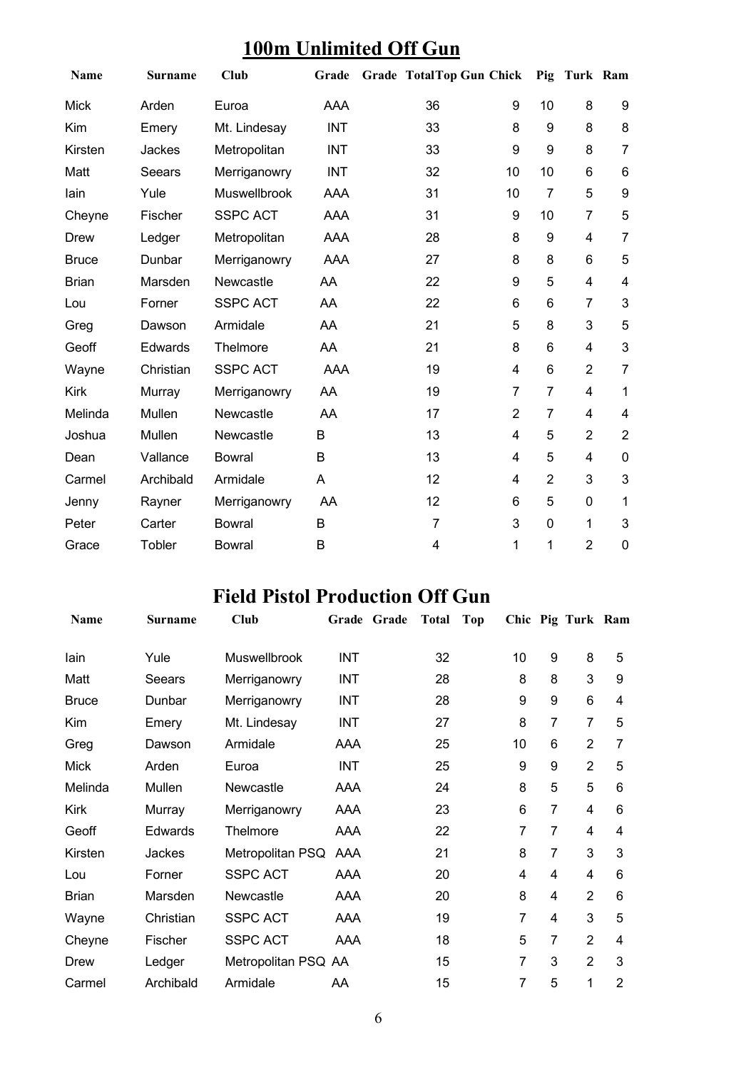## 100m Unlimited Off Gun

| Name | Surname | Club | Grade | Grade | Total | Top Gun | Chick | Pig | Turk | Ram |
|---|---|---|---|---|---|---|---|---|---|---|
| Mick | Arden | Euroa | AAA | | 36 | | 9 | 10 | 8 | 9 |
| Kim | Emery | Mt. Lindesay | INT | | 33 | | 8 | 9 | 8 | 8 |
| Kirsten | Jackes | Metropolitan | INT | | 33 | | 9 | 9 | 8 | 7 |
| Matt | Seears | Merriganowry | INT | | 32 | | 10 | 10 | 6 | 6 |
| Iain | Yule | Muswellbrook | AAA | | 31 | | 10 | 7 | 5 | 9 |
| Cheyne | Fischer | SSPC ACT | AAA | | 31 | | 9 | 10 | 7 | 5 |
| Drew | Ledger | Metropolitan | AAA | | 28 | | 8 | 9 | 4 | 7 |
| Bruce | Dunbar | Merriganowry | AAA | | 27 | | 8 | 8 | 6 | 5 |
| Brian | Marsden | Newcastle | AA | | 22 | | 9 | 5 | 4 | 4 |
| Lou | Forner | SSPC ACT | AA | | 22 | | 6 | 6 | 7 | 3 |
| Greg | Dawson | Armidale | AA | | 21 | | 5 | 8 | 3 | 5 |
| Geoff | Edwards | Thelmore | AA | | 21 | | 8 | 6 | 4 | 3 |
| Wayne | Christian | SSPC ACT | AAA | | 19 | | 4 | 6 | 2 | 7 |
| Kirk | Murray | Merriganowry | AA | | 19 | | 7 | 7 | 4 | 1 |
| Melinda | Mullen | Newcastle | AA | | 17 | | 2 | 7 | 4 | 4 |
| Joshua | Mullen | Newcastle | B | | 13 | | 4 | 5 | 2 | 2 |
| Dean | Vallance | Bowral | B | | 13 | | 4 | 5 | 4 | 0 |
| Carmel | Archibald | Armidale | A | | 12 | | 4 | 2 | 3 | 3 |
| Jenny | Rayner | Merriganowry | AA | | 12 | | 6 | 5 | 0 | 1 |
| Peter | Carter | Bowral | B | | 7 | | 3 | 0 | 1 | 3 |
| Grace | Tobler | Bowral | B | | 4 | | 1 | 1 | 2 | 0 |

## Field Pistol Production Off Gun

| Name | Surname | Club | Grade | Grade | Total | Top | Chic | Pig | Turk | Ram |
|---|---|---|---|---|---|---|---|---|---|---|
| Iain | Yule | Muswellbrook | INT | | 32 | | 10 | 9 | 8 | 5 |
| Matt | Seears | Merriganowry | INT | | 28 | | 8 | 8 | 3 | 9 |
| Bruce | Dunbar | Merriganowry | INT | | 28 | | 9 | 9 | 6 | 4 |
| Kim | Emery | Mt. Lindesay | INT | | 27 | | 8 | 7 | 7 | 5 |
| Greg | Dawson | Armidale | AAA | | 25 | | 10 | 6 | 2 | 7 |
| Mick | Arden | Euroa | INT | | 25 | | 9 | 9 | 2 | 5 |
| Melinda | Mullen | Newcastle | AAA | | 24 | | 8 | 5 | 5 | 6 |
| Kirk | Murray | Merriganowry | AAA | | 23 | | 6 | 7 | 4 | 6 |
| Geoff | Edwards | Thelmore | AAA | | 22 | | 7 | 7 | 4 | 4 |
| Kirsten | Jackes | Metropolitan PSQ | AAA | | 21 | | 8 | 7 | 3 | 3 |
| Lou | Forner | SSPC ACT | AAA | | 20 | | 4 | 4 | 4 | 6 |
| Brian | Marsden | Newcastle | AAA | | 20 | | 8 | 4 | 2 | 6 |
| Wayne | Christian | SSPC ACT | AAA | | 19 | | 7 | 4 | 3 | 5 |
| Cheyne | Fischer | SSPC ACT | AAA | | 18 | | 5 | 7 | 2 | 4 |
| Drew | Ledger | Metropolitan PSQ | AA | | 15 | | 7 | 3 | 2 | 3 |
| Carmel | Archibald | Armidale | AA | | 15 | | 7 | 5 | 1 | 2 |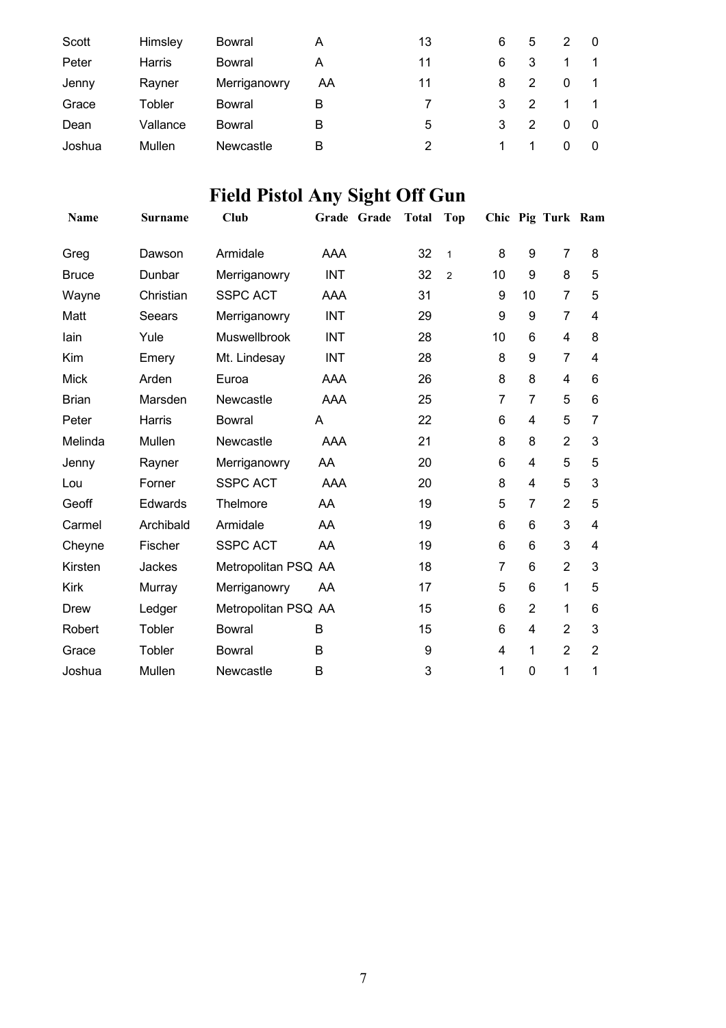| | | | | | | | | | |
|---|---|---|---|---|---|---|---|---|---|
| Scott | Himsley | Bowral | A | 13 | | 6 | 5 | 2 | 0 |
| Peter | Harris | Bowral | A | 11 | | 6 | 3 | 1 | 1 |
| Jenny | Rayner | Merriganowry | AA | 11 | | 8 | 2 | 0 | 1 |
| Grace | Tobler | Bowral | B | 7 | | 3 | 2 | 1 | 1 |
| Dean | Vallance | Bowral | B | 5 | | 3 | 2 | 0 | 0 |
| Joshua | Mullen | Newcastle | B | 2 | | 1 | 1 | 0 | 0 |

# Field Pistol Any Sight Off Gun

| Name | Surname | Club | Grade | Grade | Total | Top | Chic | Pig | Turk | Ram |
|---|---|---|---|---|---|---|---|---|---|---|
| Greg | Dawson | Armidale | AAA | | 32 | 1 | 8 | 9 | 7 | 8 |
| Bruce | Dunbar | Merriganowry | INT | | 32 | 2 | 10 | 9 | 8 | 5 |
| Wayne | Christian | SSPC ACT | AAA | | 31 | | 9 | 10 | 7 | 5 |
| Matt | Seears | Merriganowry | INT | | 29 | | 9 | 9 | 7 | 4 |
| Iain | Yule | Muswellbrook | INT | | 28 | | 10 | 6 | 4 | 8 |
| Kim | Emery | Mt. Lindesay | INT | | 28 | | 8 | 9 | 7 | 4 |
| Mick | Arden | Euroa | AAA | | 26 | | 8 | 8 | 4 | 6 |
| Brian | Marsden | Newcastle | AAA | | 25 | | 7 | 7 | 5 | 6 |
| Peter | Harris | Bowral | A | | 22 | | 6 | 4 | 5 | 7 |
| Melinda | Mullen | Newcastle | AAA | | 21 | | 8 | 8 | 2 | 3 |
| Jenny | Rayner | Merriganowry | AA | | 20 | | 6 | 4 | 5 | 5 |
| Lou | Forner | SSPC ACT | AAA | | 20 | | 8 | 4 | 5 | 3 |
| Geoff | Edwards | Thelmore | AA | | 19 | | 5 | 7 | 2 | 5 |
| Carmel | Archibald | Armidale | AA | | 19 | | 6 | 6 | 3 | 4 |
| Cheyne | Fischer | SSPC ACT | AA | | 19 | | 6 | 6 | 3 | 4 |
| Kirsten | Jackes | Metropolitan PSQ | AA | | 18 | | 7 | 6 | 2 | 3 |
| Kirk | Murray | Merriganowry | AA | | 17 | | 5 | 6 | 1 | 5 |
| Drew | Ledger | Metropolitan PSQ | AA | | 15 | | 6 | 2 | 1 | 6 |
| Robert | Tobler | Bowral | B | | 15 | | 6 | 4 | 2 | 3 |
| Grace | Tobler | Bowral | B | | 9 | | 4 | 1 | 2 | 2 |
| Joshua | Mullen | Newcastle | B | | 3 | | 1 | 0 | 1 | 1 |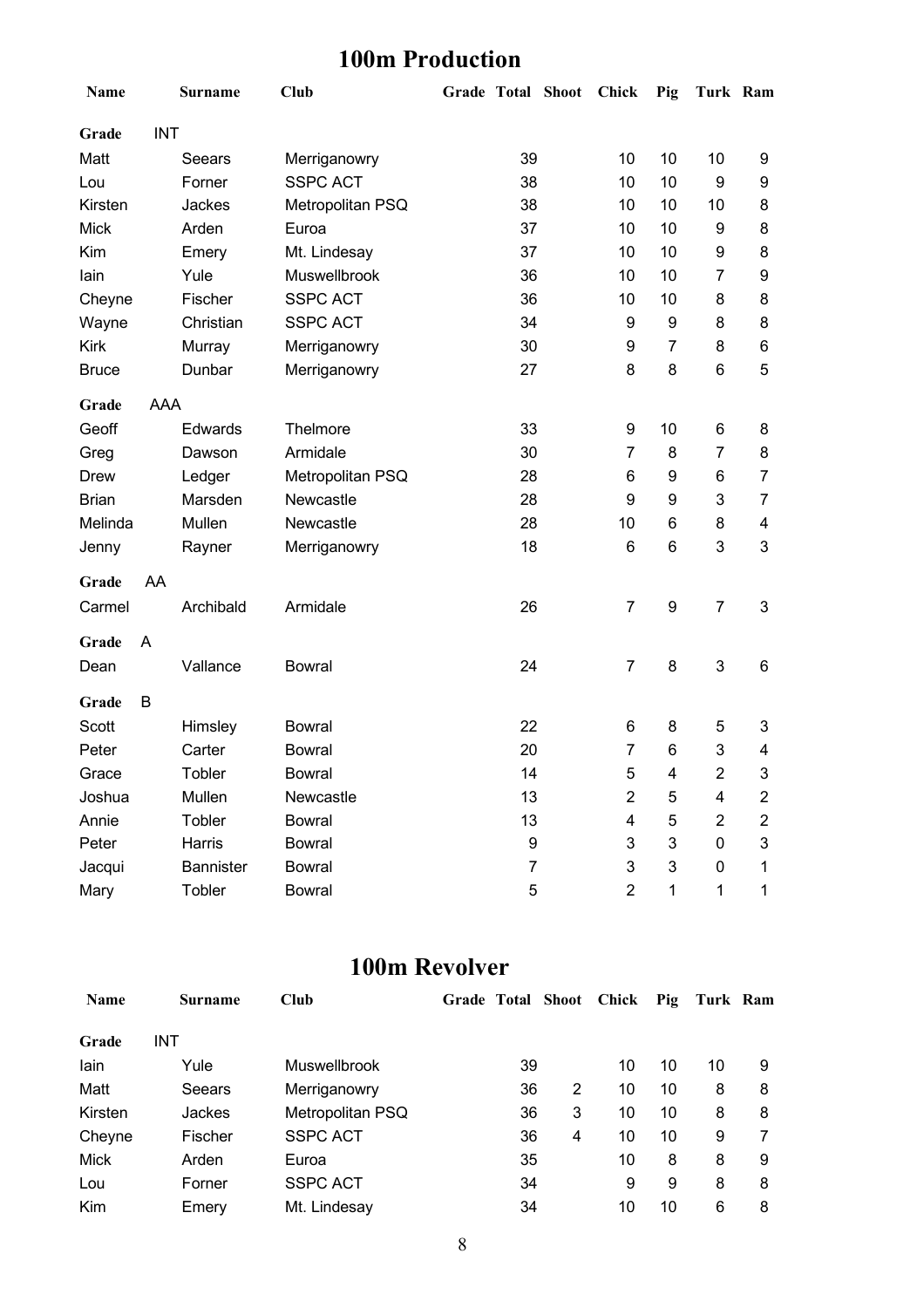## 100m Production

| Name | Surname | Club | Grade | Total | Shoot | Chick | Pig | Turk | Ram |
|---|---|---|---|---|---|---|---|---|---|
| **Grade** | INT | | | | | | | | |
| Matt | Seears | Merriganowry | | 39 | | 10 | 10 | 10 | 9 |
| Lou | Forner | SSPC ACT | | 38 | | 10 | 10 | 9 | 9 |
| Kirsten | Jackes | Metropolitan PSQ | | 38 | | 10 | 10 | 10 | 8 |
| Mick | Arden | Euroa | | 37 | | 10 | 10 | 9 | 8 |
| Kim | Emery | Mt. Lindesay | | 37 | | 10 | 10 | 9 | 8 |
| Iain | Yule | Muswellbrook | | 36 | | 10 | 10 | 7 | 9 |
| Cheyne | Fischer | SSPC ACT | | 36 | | 10 | 10 | 8 | 8 |
| Wayne | Christian | SSPC ACT | | 34 | | 9 | 9 | 8 | 8 |
| Kirk | Murray | Merriganowry | | 30 | | 9 | 7 | 8 | 6 |
| Bruce | Dunbar | Merriganowry | | 27 | | 8 | 8 | 6 | 5 |
| **Grade** | AAA | | | | | | | | |
| Geoff | Edwards | Thelmore | | 33 | | 9 | 10 | 6 | 8 |
| Greg | Dawson | Armidale | | 30 | | 7 | 8 | 7 | 8 |
| Drew | Ledger | Metropolitan PSQ | | 28 | | 6 | 9 | 6 | 7 |
| Brian | Marsden | Newcastle | | 28 | | 9 | 9 | 3 | 7 |
| Melinda | Mullen | Newcastle | | 28 | | 10 | 6 | 8 | 4 |
| Jenny | Rayner | Merriganowry | | 18 | | 6 | 6 | 3 | 3 |
| **Grade** | AA | | | | | | | | |
| Carmel | Archibald | Armidale | | 26 | | 7 | 9 | 7 | 3 |
| **Grade** | A | | | | | | | | |
| Dean | Vallance | Bowral | | 24 | | 7 | 8 | 3 | 6 |
| **Grade** | B | | | | | | | | |
| Scott | Himsley | Bowral | | 22 | | 6 | 8 | 5 | 3 |
| Peter | Carter | Bowral | | 20 | | 7 | 6 | 3 | 4 |
| Grace | Tobler | Bowral | | 14 | | 5 | 4 | 2 | 3 |
| Joshua | Mullen | Newcastle | | 13 | | 2 | 5 | 4 | 2 |
| Annie | Tobler | Bowral | | 13 | | 4 | 5 | 2 | 2 |
| Peter | Harris | Bowral | | 9 | | 3 | 3 | 0 | 3 |
| Jacqui | Bannister | Bowral | | 7 | | 3 | 3 | 0 | 1 |
| Mary | Tobler | Bowral | | 5 | | 2 | 1 | 1 | 1 |

## 100m Revolver

| Name | Surname | Club | Grade | Total | Shoot | Chick | Pig | Turk | Ram |
|---|---|---|---|---|---|---|---|---|---|
| **Grade** | INT | | | | | | | | |
| Iain | Yule | Muswellbrook | | 39 | | 10 | 10 | 10 | 9 |
| Matt | Seears | Merriganowry | | 36 | 2 | 10 | 10 | 8 | 8 |
| Kirsten | Jackes | Metropolitan PSQ | | 36 | 3 | 10 | 10 | 8 | 8 |
| Cheyne | Fischer | SSPC ACT | | 36 | 4 | 10 | 10 | 9 | 7 |
| Mick | Arden | Euroa | | 35 | | 10 | 8 | 8 | 9 |
| Lou | Forner | SSPC ACT | | 34 | | 9 | 9 | 8 | 8 |
| Kim | Emery | Mt. Lindesay | | 34 | | 10 | 10 | 6 | 8 |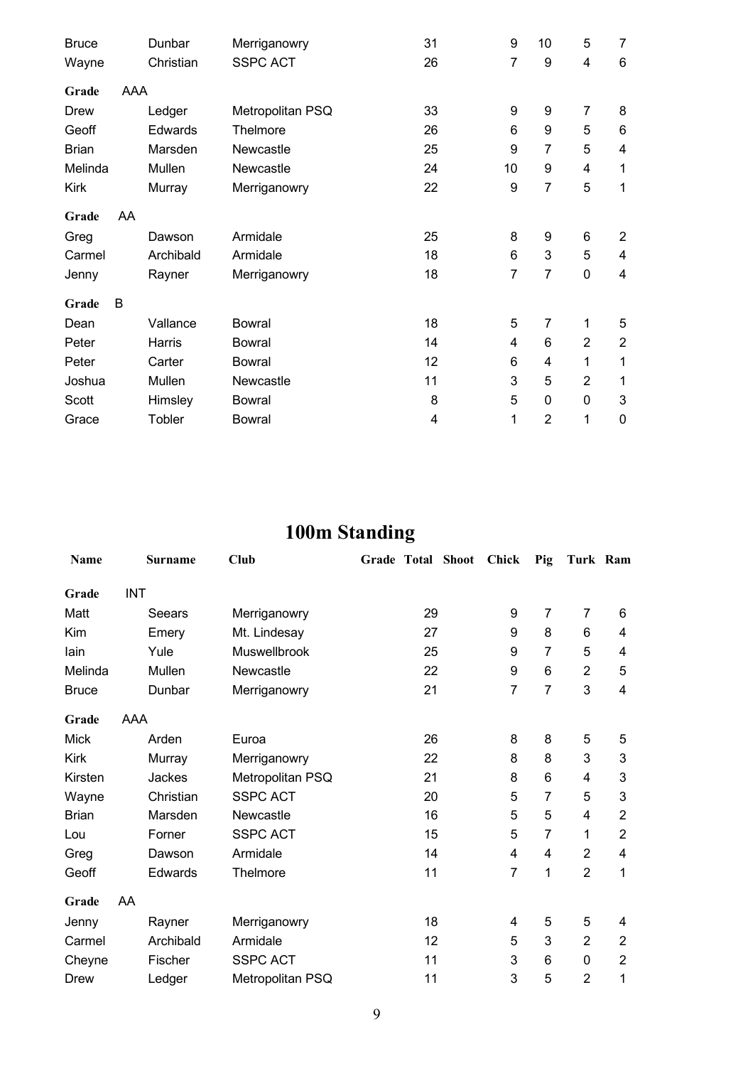| | | | | | | | | | |
|---|---|---|---|---|---|---|---|---|---|
| Bruce | Dunbar | Merriganowry | | 31 | | 9 | 10 | 5 | 7 |
| Wayne | Christian | SSPC ACT | | 26 | | 7 | 9 | 4 | 6 |
| **Grade** AAA | | | | | | | | | |
| Drew | Ledger | Metropolitan PSQ | | 33 | | 9 | 9 | 7 | 8 |
| Geoff | Edwards | Thelmore | | 26 | | 6 | 9 | 5 | 6 |
| Brian | Marsden | Newcastle | | 25 | | 9 | 7 | 5 | 4 |
| Melinda | Mullen | Newcastle | | 24 | | 10 | 9 | 4 | 1 |
| Kirk | Murray | Merriganowry | | 22 | | 9 | 7 | 5 | 1 |
| **Grade** AA | | | | | | | | | |
| Greg | Dawson | Armidale | | 25 | | 8 | 9 | 6 | 2 |
| Carmel | Archibald | Armidale | | 18 | | 6 | 3 | 5 | 4 |
| Jenny | Rayner | Merriganowry | | 18 | | 7 | 7 | 0 | 4 |
| **Grade** B | | | | | | | | | |
| Dean | Vallance | Bowral | | 18 | | 5 | 7 | 1 | 5 |
| Peter | Harris | Bowral | | 14 | | 4 | 6 | 2 | 2 |
| Peter | Carter | Bowral | | 12 | | 6 | 4 | 1 | 1 |
| Joshua | Mullen | Newcastle | | 11 | | 3 | 5 | 2 | 1 |
| Scott | Himsley | Bowral | | 8 | | 5 | 0 | 0 | 3 |
| Grace | Tobler | Bowral | | 4 | | 1 | 2 | 1 | 0 |

# 100m Standing

| Name | Surname | Club | Grade | Total | Shoot | Chick | Pig | Turk | Ram |
|---|---|---|---|---|---|---|---|---|---|
| **Grade** INT | | | | | | | | | |
| Matt | Seears | Merriganowry | | 29 | | 9 | 7 | 7 | 6 |
| Kim | Emery | Mt. Lindesay | | 27 | | 9 | 8 | 6 | 4 |
| Iain | Yule | Muswellbrook | | 25 | | 9 | 7 | 5 | 4 |
| Melinda | Mullen | Newcastle | | 22 | | 9 | 6 | 2 | 5 |
| Bruce | Dunbar | Merriganowry | | 21 | | 7 | 7 | 3 | 4 |
| **Grade** AAA | | | | | | | | | |
| Mick | Arden | Euroa | | 26 | | 8 | 8 | 5 | 5 |
| Kirk | Murray | Merriganowry | | 22 | | 8 | 8 | 3 | 3 |
| Kirsten | Jackes | Metropolitan PSQ | | 21 | | 8 | 6 | 4 | 3 |
| Wayne | Christian | SSPC ACT | | 20 | | 5 | 7 | 5 | 3 |
| Brian | Marsden | Newcastle | | 16 | | 5 | 5 | 4 | 2 |
| Lou | Forner | SSPC ACT | | 15 | | 5 | 7 | 1 | 2 |
| Greg | Dawson | Armidale | | 14 | | 4 | 4 | 2 | 4 |
| Geoff | Edwards | Thelmore | | 11 | | 7 | 1 | 2 | 1 |
| **Grade** AA | | | | | | | | | |
| Jenny | Rayner | Merriganowry | | 18 | | 4 | 5 | 5 | 4 |
| Carmel | Archibald | Armidale | | 12 | | 5 | 3 | 2 | 2 |
| Cheyne | Fischer | SSPC ACT | | 11 | | 3 | 6 | 0 | 2 |
| Drew | Ledger | Metropolitan PSQ | | 11 | | 3 | 5 | 2 | 1 |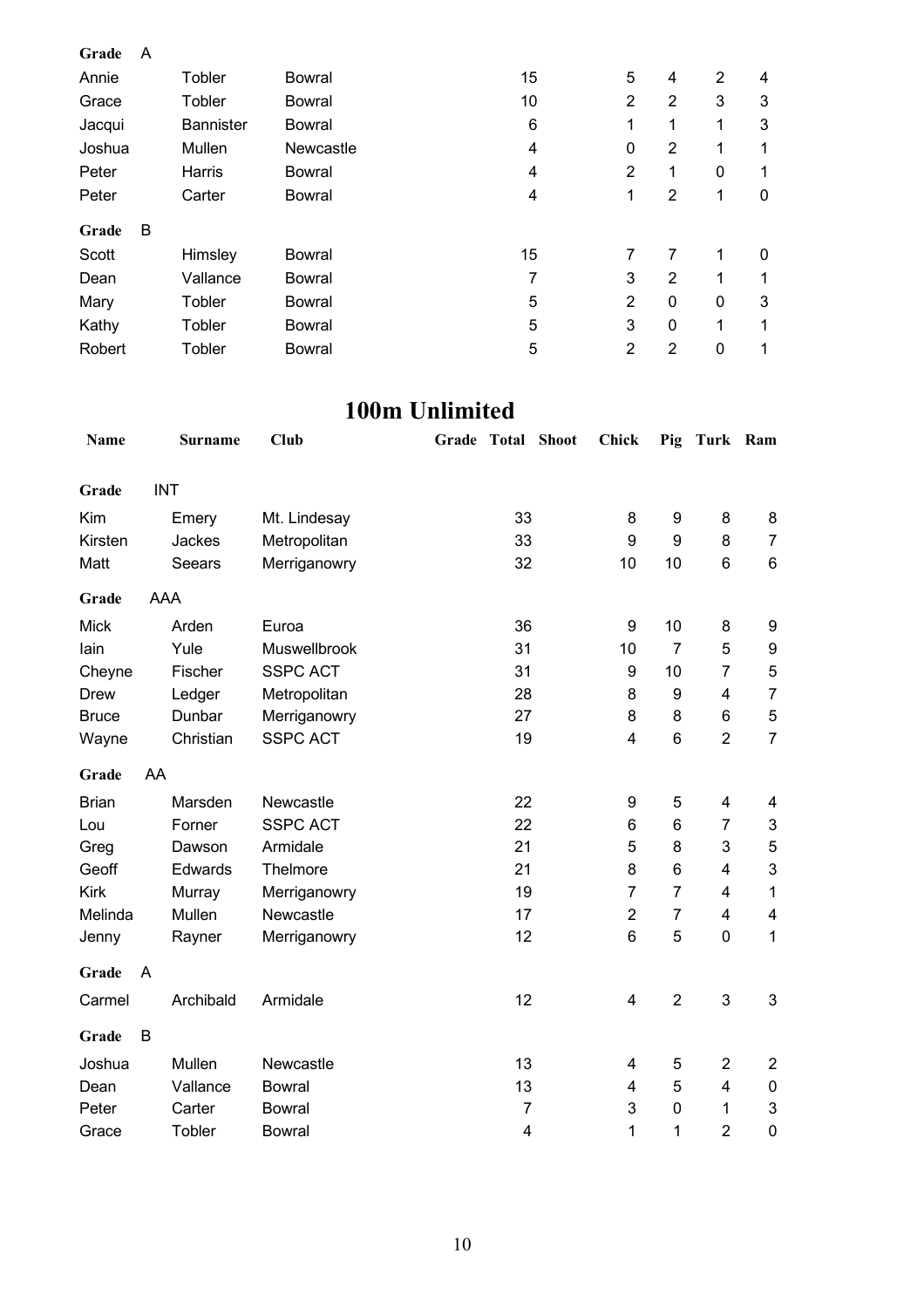| | | | | | | | | |
|---|---|---|---|---|---|---|---|---|
| **Grade** A | | | | | | | | |
| Annie | Tobler | Bowral | 15 | | 5 | 4 | 2 | 4 |
| Grace | Tobler | Bowral | 10 | | 2 | 2 | 3 | 3 |
| Jacqui | Bannister | Bowral | 6 | | 1 | 1 | 1 | 3 |
| Joshua | Mullen | Newcastle | 4 | | 0 | 2 | 1 | 1 |
| Peter | Harris | Bowral | 4 | | 2 | 1 | 0 | 1 |
| Peter | Carter | Bowral | 4 | | 1 | 2 | 1 | 0 |
| **Grade** B | | | | | | | | |
| Scott | Himsley | Bowral | 15 | | 7 | 7 | 1 | 0 |
| Dean | Vallance | Bowral | 7 | | 3 | 2 | 1 | 1 |
| Mary | Tobler | Bowral | 5 | | 2 | 0 | 0 | 3 |
| Kathy | Tobler | Bowral | 5 | | 3 | 0 | 1 | 1 |
| Robert | Tobler | Bowral | 5 | | 2 | 2 | 0 | 1 |

# 100m Unlimited

| Name | Surname | Club | Grade | Total | Shoot | Chick | Pig | Turk | Ram |
|---|---|---|---|---|---|---|---|---|---|
| **Grade** INT | | | | | | | | | |
| Kim | Emery | Mt. Lindesay | | 33 | | 8 | 9 | 8 | 8 |
| Kirsten | Jackes | Metropolitan | | 33 | | 9 | 9 | 8 | 7 |
| Matt | Seears | Merriganowry | | 32 | | 10 | 10 | 6 | 6 |
| **Grade** AAA | | | | | | | | | |
| Mick | Arden | Euroa | | 36 | | 9 | 10 | 8 | 9 |
| Iain | Yule | Muswellbrook | | 31 | | 10 | 7 | 5 | 9 |
| Cheyne | Fischer | SSPC ACT | | 31 | | 9 | 10 | 7 | 5 |
| Drew | Ledger | Metropolitan | | 28 | | 8 | 9 | 4 | 7 |
| Bruce | Dunbar | Merriganowry | | 27 | | 8 | 8 | 6 | 5 |
| Wayne | Christian | SSPC ACT | | 19 | | 4 | 6 | 2 | 7 |
| **Grade** AA | | | | | | | | | |
| Brian | Marsden | Newcastle | | 22 | | 9 | 5 | 4 | 4 |
| Lou | Forner | SSPC ACT | | 22 | | 6 | 6 | 7 | 3 |
| Greg | Dawson | Armidale | | 21 | | 5 | 8 | 3 | 5 |
| Geoff | Edwards | Thelmore | | 21 | | 8 | 6 | 4 | 3 |
| Kirk | Murray | Merriganowry | | 19 | | 7 | 7 | 4 | 1 |
| Melinda | Mullen | Newcastle | | 17 | | 2 | 7 | 4 | 4 |
| Jenny | Rayner | Merriganowry | | 12 | | 6 | 5 | 0 | 1 |
| **Grade** A | | | | | | | | | |
| Carmel | Archibald | Armidale | | 12 | | 4 | 2 | 3 | 3 |
| **Grade** B | | | | | | | | | |
| Joshua | Mullen | Newcastle | | 13 | | 4 | 5 | 2 | 2 |
| Dean | Vallance | Bowral | | 13 | | 4 | 5 | 4 | 0 |
| Peter | Carter | Bowral | | 7 | | 3 | 0 | 1 | 3 |
| Grace | Tobler | Bowral | | 4 | | 1 | 1 | 2 | 0 |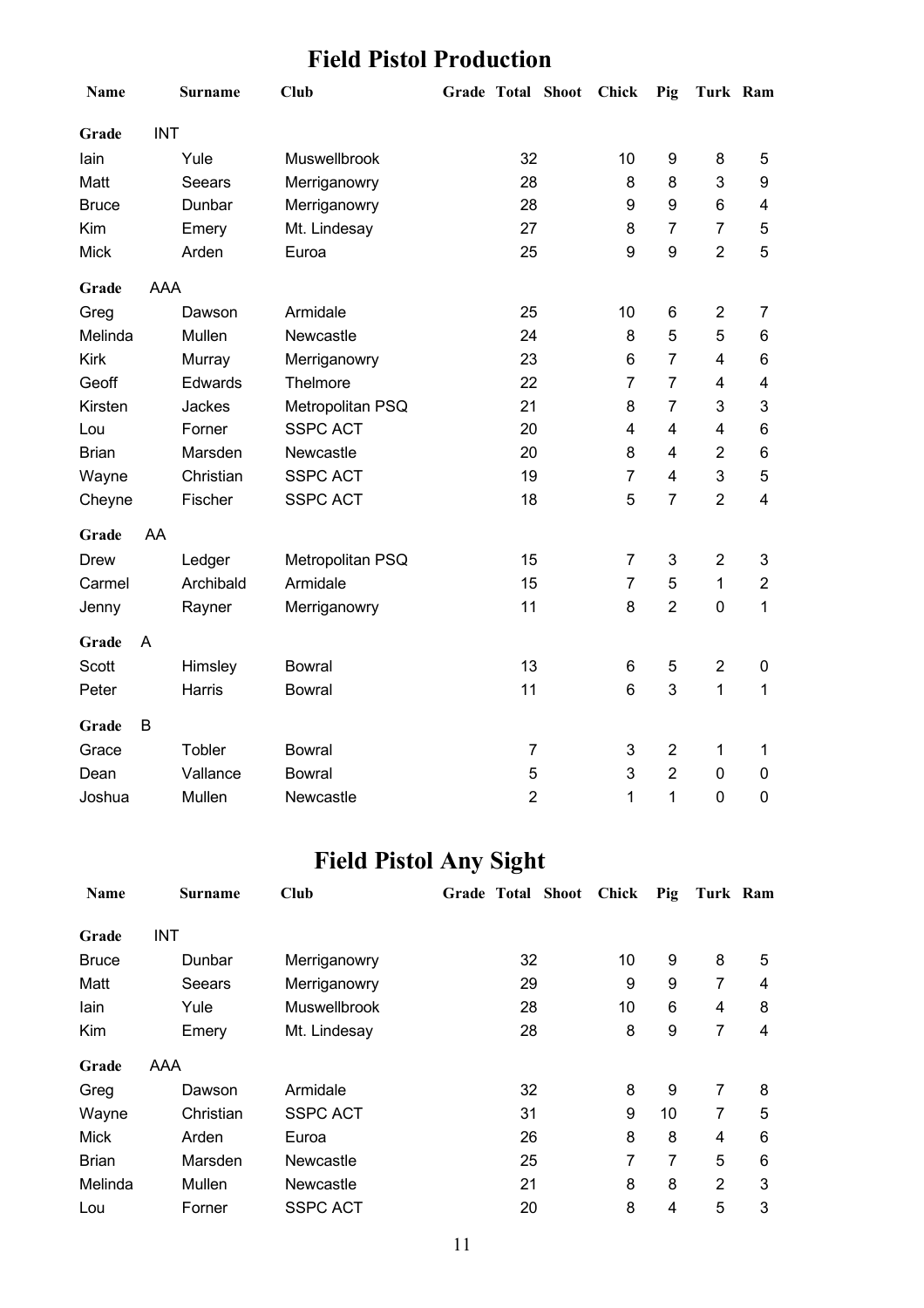## Field Pistol Production

| Name | Surname | Club | Grade | Total | Shoot | Chick | Pig | Turk | Ram |
|---|---|---|---|---|---|---|---|---|---|
| **Grade** | INT | | | | | | | | |
| Iain | Yule | Muswellbrook | | 32 | | 10 | 9 | 8 | 5 |
| Matt | Seears | Merriganowry | | 28 | | 8 | 8 | 3 | 9 |
| Bruce | Dunbar | Merriganowry | | 28 | | 9 | 9 | 6 | 4 |
| Kim | Emery | Mt. Lindesay | | 27 | | 8 | 7 | 7 | 5 |
| Mick | Arden | Euroa | | 25 | | 9 | 9 | 2 | 5 |
| **Grade** | AAA | | | | | | | | |
| Greg | Dawson | Armidale | | 25 | | 10 | 6 | 2 | 7 |
| Melinda | Mullen | Newcastle | | 24 | | 8 | 5 | 5 | 6 |
| Kirk | Murray | Merriganowry | | 23 | | 6 | 7 | 4 | 6 |
| Geoff | Edwards | Thelmore | | 22 | | 7 | 7 | 4 | 4 |
| Kirsten | Jackes | Metropolitan PSQ | | 21 | | 8 | 7 | 3 | 3 |
| Lou | Forner | SSPC ACT | | 20 | | 4 | 4 | 4 | 6 |
| Brian | Marsden | Newcastle | | 20 | | 8 | 4 | 2 | 6 |
| Wayne | Christian | SSPC ACT | | 19 | | 7 | 4 | 3 | 5 |
| Cheyne | Fischer | SSPC ACT | | 18 | | 5 | 7 | 2 | 4 |
| **Grade** | AA | | | | | | | | |
| Drew | Ledger | Metropolitan PSQ | | 15 | | 7 | 3 | 2 | 3 |
| Carmel | Archibald | Armidale | | 15 | | 7 | 5 | 1 | 2 |
| Jenny | Rayner | Merriganowry | | 11 | | 8 | 2 | 0 | 1 |
| **Grade** | A | | | | | | | | |
| Scott | Himsley | Bowral | | 13 | | 6 | 5 | 2 | 0 |
| Peter | Harris | Bowral | | 11 | | 6 | 3 | 1 | 1 |
| **Grade** | B | | | | | | | | |
| Grace | Tobler | Bowral | | 7 | | 3 | 2 | 1 | 1 |
| Dean | Vallance | Bowral | | 5 | | 3 | 2 | 0 | 0 |
| Joshua | Mullen | Newcastle | | 2 | | 1 | 1 | 0 | 0 |

## Field Pistol Any Sight

| Name | Surname | Club | Grade | Total | Shoot | Chick | Pig | Turk | Ram |
|---|---|---|---|---|---|---|---|---|---|
| **Grade** | INT | | | | | | | | |
| Bruce | Dunbar | Merriganowry | | 32 | | 10 | 9 | 8 | 5 |
| Matt | Seears | Merriganowry | | 29 | | 9 | 9 | 7 | 4 |
| Iain | Yule | Muswellbrook | | 28 | | 10 | 6 | 4 | 8 |
| Kim | Emery | Mt. Lindesay | | 28 | | 8 | 9 | 7 | 4 |
| **Grade** | AAA | | | | | | | | |
| Greg | Dawson | Armidale | | 32 | | 8 | 9 | 7 | 8 |
| Wayne | Christian | SSPC ACT | | 31 | | 9 | 10 | 7 | 5 |
| Mick | Arden | Euroa | | 26 | | 8 | 8 | 4 | 6 |
| Brian | Marsden | Newcastle | | 25 | | 7 | 7 | 5 | 6 |
| Melinda | Mullen | Newcastle | | 21 | | 8 | 8 | 2 | 3 |
| Lou | Forner | SSPC ACT | | 20 | | 8 | 4 | 5 | 3 |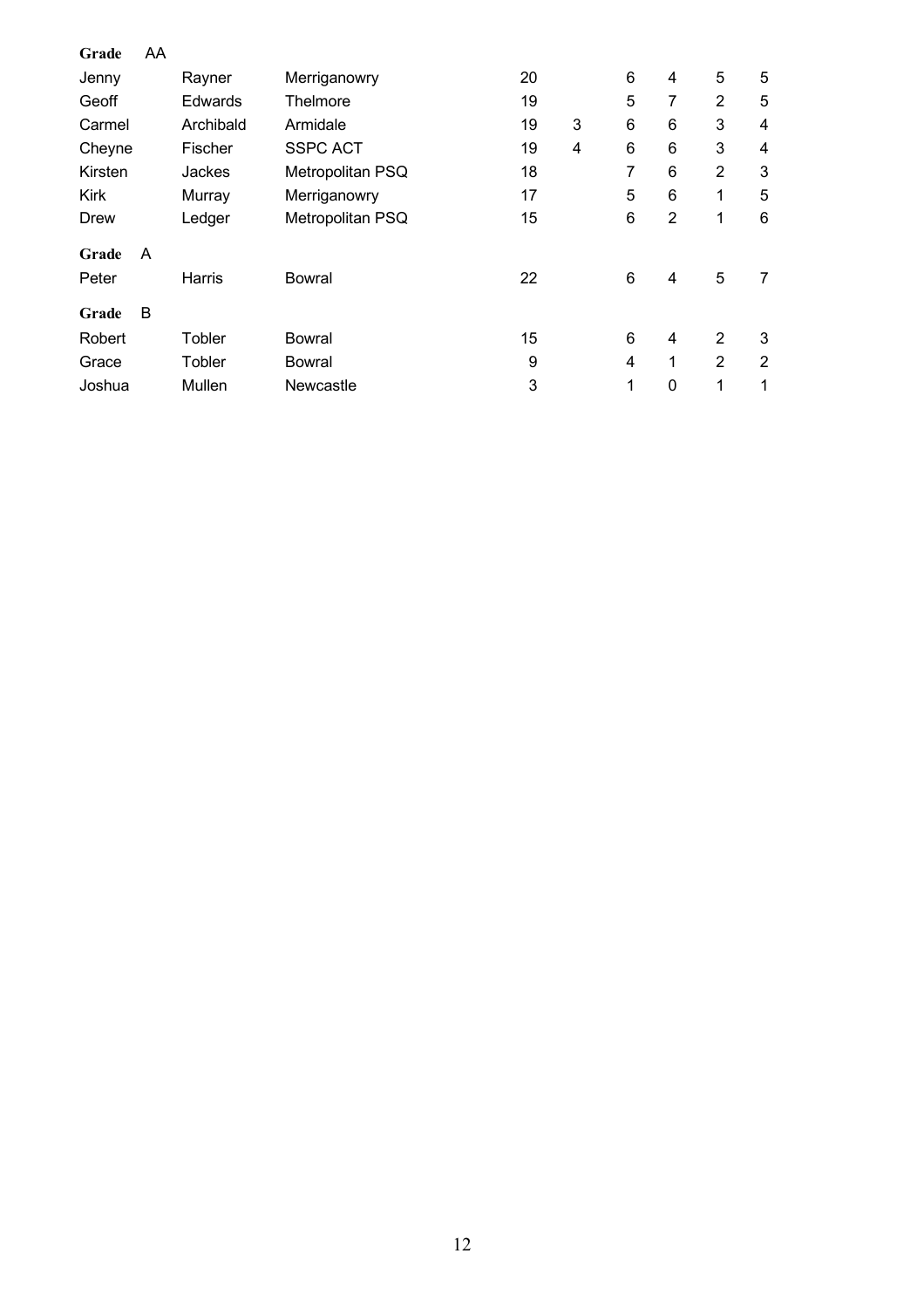**Grade** AA

| | | | | | | | | |
|---|---|---|---|---|---|---|---|---|
| Jenny | Rayner | Merriganowry | 20 | | 6 | 4 | 5 | 5 |
| Geoff | Edwards | Thelmore | 19 | | 5 | 7 | 2 | 5 |
| Carmel | Archibald | Armidale | 19 | 3 | 6 | 6 | 3 | 4 |
| Cheyne | Fischer | SSPC ACT | 19 | 4 | 6 | 6 | 3 | 4 |
| Kirsten | Jackes | Metropolitan PSQ | 18 | | 7 | 6 | 2 | 3 |
| Kirk | Murray | Merriganowry | 17 | | 5 | 6 | 1 | 5 |
| Drew | Ledger | Metropolitan PSQ | 15 | | 6 | 2 | 1 | 6 |

**Grade** A

| | | | | | | | | |
|---|---|---|---|---|---|---|---|---|
| Peter | Harris | Bowral | 22 | | 6 | 4 | 5 | 7 |

**Grade** B

| | | | | | | | | |
|---|---|---|---|---|---|---|---|---|
| Robert | Tobler | Bowral | 15 | | 6 | 4 | 2 | 3 |
| Grace | Tobler | Bowral | 9 | | 4 | 1 | 2 | 2 |
| Joshua | Mullen | Newcastle | 3 | | 1 | 0 | 1 | 1 |